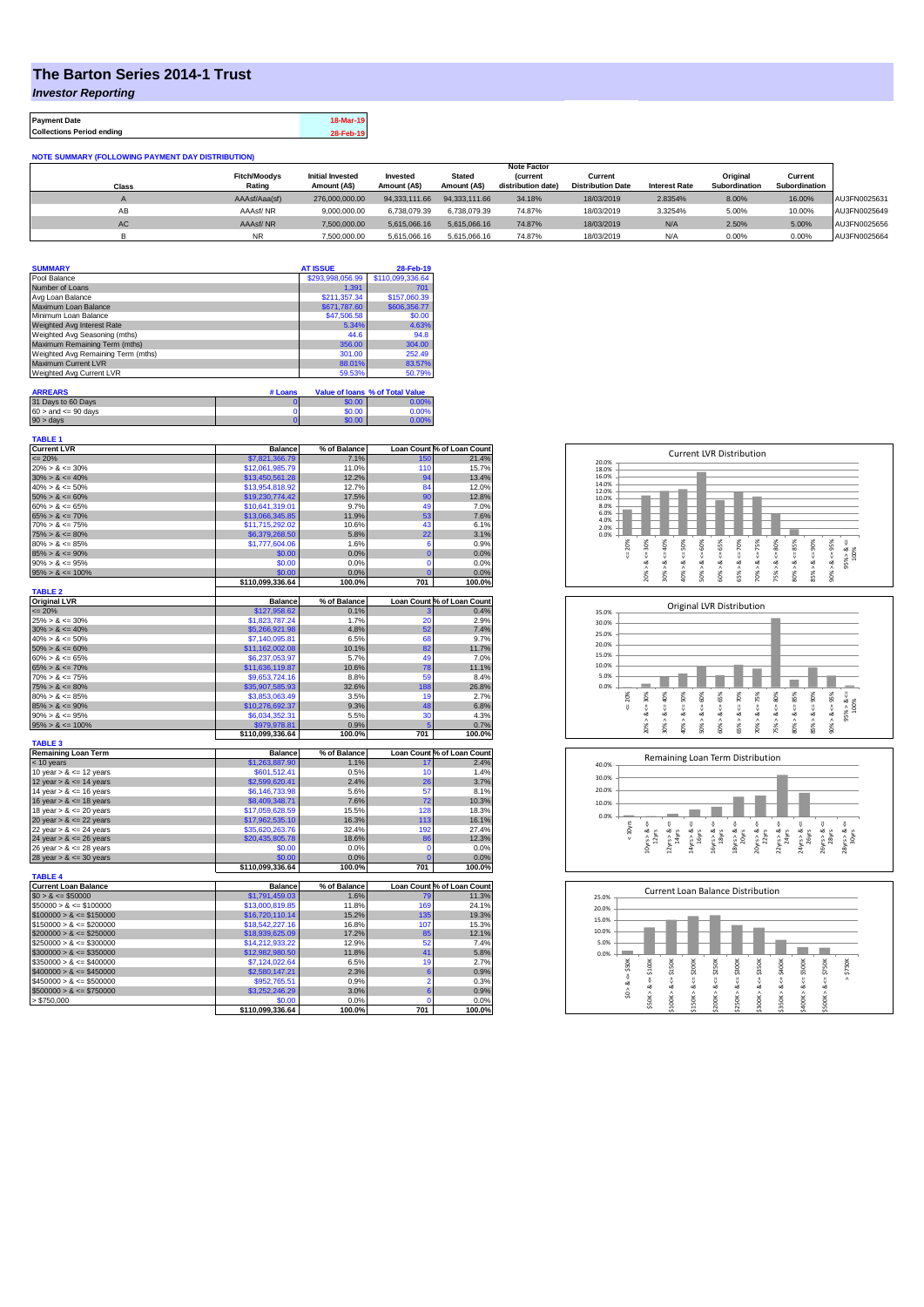# The Barton Series 2014-1 Trust

*Investor Reporting*

| Payment Date | 18-Mar-19 |
|---|---|
| Collections Period ending | 28-Feb-19 |

**NOTE SUMMARY (FOLLOWING PAYMENT DAY DISTRIBUTION)**

| Class | Fitch/Moodys Rating | Initial Invested Amount (A$) | Invested Amount (A$) | Stated Amount (A$) | Note Factor (current distribution date) | Current Distribution Date | Interest Rate | Original Subordination | Current Subordination | |
|---|---|---|---|---|---|---|---|---|---|---|
| A | AAAsf/Aaa(sf) | 276,000,000.00 | 94,333,111.66 | 94,333,111.66 | 34.18% | 18/03/2019 | 2.8354% | 8.00% | 16.00% | AU3FN0025631 |
| AB | AAAsf/ NR | 9,000,000.00 | 6,738,079.39 | 6,738,079.39 | 74.87% | 18/03/2019 | 3.3254% | 5.00% | 10.00% | AU3FN0025649 |
| AC | AAAsf/ NR | 7,500,000.00 | 5,615,066.16 | 5,615,066.16 | 74.87% | 18/03/2019 | N/A | 2.50% | 5.00% | AU3FN0025656 |
| B | NR | 7,500,000.00 | 5,615,066.16 | 5,615,066.16 | 74.87% | 18/03/2019 | N/A | 0.00% | 0.00% | AU3FN0025664 |

| SUMMARY | AT ISSUE | 28-Feb-19 |
|---|---|---|
| Pool Balance | $293,998,056.99 | $110,099,336.64 |
| Number of Loans | 1,391 | 701 |
| Avg Loan Balance | $211,357.34 | $157,060.39 |
| Maximum Loan Balance | $671,787.60 | $606,356.77 |
| Minimum Loan Balance | $47,506.58 | $0.00 |
| Weighted Avg Interest Rate | 5.34% | 4.63% |
| Weighted Avg Seasoning (mths) | 44.6 | 94.8 |
| Maximum Remaining Term (mths) | 356.00 | 304.00 |
| Weighted Avg Remaining Term (mths) | 301.00 | 252.49 |
| Maximum Current LVR | 88.01% | 83.57% |
| Weighted Avg Current LVR | 59.53% | 50.79% |

| ARREARS | # Loans | Value of loans | % of Total Value |
|---|---|---|---|
| 31 Days to 60 Days | 0 | $0.00 | 0.00% |
| 60 > and <= 90 days | 0 | $0.00 | 0.00% |
| 90 > days | 0 | $0.00 | 0.00% |

**TABLE 1**

| Current LVR | Balance | % of Balance | Loan Count | % of Loan Count |
|---|---|---|---|---|
| <= 20% | $7,821,366.79 | 7.1% | 150 | 21.4% |
| 20% > & <= 30% | $12,061,985.79 | 11.0% | 110 | 15.7% |
| 30% > & <= 40% | $13,450,561.28 | 12.2% | 94 | 13.4% |
| 40% > & <= 50% | $13,954,818.92 | 12.7% | 84 | 12.0% |
| 50% > & <= 60% | $19,230,774.42 | 17.5% | 90 | 12.8% |
| 60% > & <= 65% | $10,641,319.01 | 9.7% | 49 | 7.0% |
| 65% > & <= 70% | $13,066,345.85 | 11.9% | 53 | 7.6% |
| 70% > & <= 75% | $11,715,292.02 | 10.6% | 43 | 6.1% |
| 75% > & <= 80% | $6,379,268.50 | 5.8% | 22 | 3.1% |
| 80% > & <= 85% | $1,777,604.06 | 1.6% | 6 | 0.9% |
| 85% > & <= 90% | $0.00 | 0.0% | 0 | 0.0% |
| 90% > & <= 95% | $0.00 | 0.0% | 0 | 0.0% |
| 95% > & <= 100% | $0.00 | 0.0% | 0 | 0.0% |
| | $110,099,336.64 | 100.0% | 701 | 100.0% |

**TABLE 2**

| Original LVR | Balance | % of Balance | Loan Count | % of Loan Count |
|---|---|---|---|---|
| <= 20% | $127,958.62 | 0.1% | 3 | 0.4% |
| 25% > & <= 30% | $1,823,787.24 | 1.7% | 20 | 2.9% |
| 30% > & <= 40% | $5,266,921.98 | 4.8% | 52 | 7.4% |
| 40% > & <= 50% | $7,140,095.81 | 6.5% | 68 | 9.7% |
| 50% > & <= 60% | $11,162,002.08 | 10.1% | 82 | 11.7% |
| 60% > & <= 65% | $6,237,053.97 | 5.7% | 49 | 7.0% |
| 65% > & <= 70% | $11,636,119.87 | 10.6% | 78 | 11.1% |
| 70% > & <= 75% | $9,653,724.16 | 8.8% | 59 | 8.4% |
| 75% > & <= 80% | $35,907,585.93 | 32.6% | 188 | 26.8% |
| 80% > & <= 85% | $3,853,063.49 | 3.5% | 19 | 2.7% |
| 85% > & <= 90% | $10,276,692.37 | 9.3% | 48 | 6.8% |
| 90% > & <= 95% | $6,034,352.31 | 5.5% | 30 | 4.3% |
| 95% > & <= 100% | $979,978.81 | 0.9% | 5 | 0.7% |
| | $110,099,336.64 | 100.0% | 701 | 100.0% |

**TABLE 3**

| Remaining Loan Term | Balance | % of Balance | Loan Count | % of Loan Count |
|---|---|---|---|---|
| < 10 years | $1,263,887.90 | 1.1% | 17 | 2.4% |
| 10 year > & <= 12 years | $601,512.41 | 0.5% | 10 | 1.4% |
| 12 year > & <= 14 years | $2,599,620.41 | 2.4% | 26 | 3.7% |
| 14 year > & <= 16 years | $6,146,733.98 | 5.6% | 57 | 8.1% |
| 16 year > & <= 18 years | $8,409,348.71 | 7.6% | 72 | 10.3% |
| 18 year > & <= 20 years | $17,059,628.59 | 15.5% | 128 | 18.3% |
| 20 year > & <= 22 years | $17,962,535.10 | 16.3% | 113 | 16.1% |
| 22 year > & <= 24 years | $35,620,263.76 | 32.4% | 192 | 27.4% |
| 24 year > & <= 26 years | $20,435,805.78 | 18.6% | 86 | 12.3% |
| 26 year > & <= 28 years | $0.00 | 0.0% | 0 | 0.0% |
| 28 year > & <= 30 years | $0.00 | 0.0% | 0 | 0.0% |
| | $110,099,336.64 | 100.0% | 701 | 100.0% |

**TABLE 4**

| Current Loan Balance | Balance | % of Balance | Loan Count | % of Loan Count |
|---|---|---|---|---|
| $0 > & <= $50000 | $1,791,459.03 | 1.6% | 79 | 11.3% |
| $50000 > & <= $100000 | $13,000,819.85 | 11.8% | 169 | 24.1% |
| $100000 > & <= $150000 | $16,720,110.14 | 15.2% | 135 | 19.3% |
| $150000 > & <= $200000 | $18,542,227.16 | 16.8% | 107 | 15.3% |
| $200000 > & <= $250000 | $18,939,625.09 | 17.2% | 85 | 12.1% |
| $250000 > & <= $300000 | $14,212,933.22 | 12.9% | 52 | 7.4% |
| $300000 > & <= $350000 | $12,982,980.50 | 11.8% | 41 | 5.8% |
| $350000 > & <= $400000 | $7,124,022.64 | 6.5% | 19 | 2.7% |
| $400000 > & <= $450000 | $2,580,147.21 | 2.3% | 6 | 0.9% |
| $450000 > & <= $500000 | $952,765.51 | 0.9% | 2 | 0.3% |
| $500000 > & <= $750000 | $3,252,246.29 | 3.0% | 6 | 0.9% |
| > $750,000 | $0.00 | 0.0% | 0 | 0.0% |
| | $110,099,336.64 | 100.0% | 701 | 100.0% |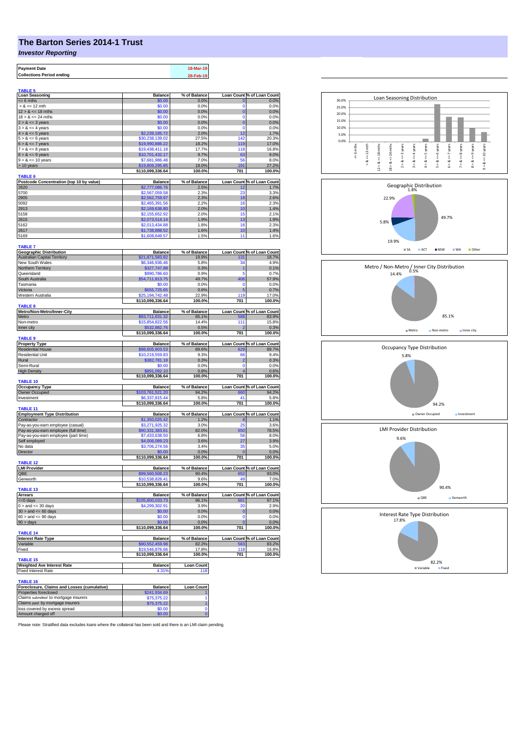# The Barton Series 2014-1 Trust

*Investor Reporting*

| | |
|---|---|
| **Payment Date** | 18-Mar-19 |
| **Collections Period ending** | 28-Feb-19 |

**TABLE 5**

| Loan Seasoning | Balance | % of Balance | Loan Count | % of Loan Count |
|---|---|---|---|---|
| <= 6 mths | $0.00 | 0.0% | 0 | 0.0% |
| > & <= 12 mth | $0.00 | 0.0% | 0 | 0.0% |
| 12 > & <= 18 mths | $0.00 | 0.0% | 0 | 0.0% |
| 18 > & <= 24 mths | $0.00 | 0.0% | 0 | 0.0% |
| 2 > & <= 3 years | $0.00 | 0.0% | 0 | 0.0% |
| 3 > & <= 4 years | $0.00 | 0.0% | 0 | 0.0% |
| 4 > & <= 5 years | $2,239,185.72 | 2.0% | 12 | 1.7% |
| 5 > & <= 6 years | $30,238,139.02 | 27.5% | 142 | 20.3% |
| 6 > & <= 7 years | $19,990,886.22 | 18.2% | 119 | 17.0% |
| 7 > & <= 8 years | $19,438,411.18 | 17.7% | 118 | 16.8% |
| 8 > & <= 9 years | $10,701,432.17 | 9.7% | 63 | 9.0% |
| 9 > & <= 10 years | $7,681,986.48 | 7.0% | 56 | 8.0% |
| > 10 years | $19,809,295.85 | 18.0% | 191 | 27.2% |
| | $110,099,336.64 | 100.0% | 701 | 100.0% |

**TABLE 6**

| Postcode Concentration (top 10 by value) | Balance | % of Balance | Loan Count | % of Loan Count |
|---|---|---|---|---|
| 2620 | $2,777,086.76 | 2.5% | 12 | 1.7% |
| 5700 | $2,567,059.58 | 2.3% | 23 | 3.3% |
| 2905 | $2,562,759.97 | 2.3% | 18 | 2.6% |
| 5092 | $2,465,391.56 | 2.2% | 16 | 2.3% |
| 2913 | $2,169,636.80 | 2.0% | 10 | 1.4% |
| 5158 | $2,155,652.92 | 2.0% | 15 | 2.1% |
| 2615 | $2,073,514.14 | 1.9% | 13 | 1.9% |
| 5162 | $2,013,434.88 | 1.8% | 16 | 2.3% |
| 2617 | $1,738,888.52 | 1.6% | 10 | 1.4% |
| 5169 | $1,608,649.57 | 1.5% | 11 | 1.6% |

**TABLE 7**

| Geographic Distribution | Balance | % of Balance | Loan Count | % of Loan Count |
|---|---|---|---|---|
| Australian Capital Territory | $21,871,563.82 | 19.9% | 131 | 18.7% |
| New South Wales | $6,346,936.46 | 5.8% | 34 | 4.9% |
| Northern Territory | $327,747.88 | 0.3% | 1 | 0.1% |
| Queensland | $990,786.60 | 0.9% | 5 | 0.7% |
| South Australia | $54,711,813.75 | 49.7% | 406 | 57.9% |
| Tasmania | $0.00 | 0.0% | 0 | 0.0% |
| Victoria | $655,725.65 | 0.6% | 5 | 0.7% |
| Western Australia | $25,194,742.48 | 22.9% | 119 | 17.0% |
| | $110,099,336.64 | 100.0% | 701 | 100.0% |

**TABLE 8**

| Metro/Non-Metro/Inner-City | Balance | % of Balance | Loan Count | % of Loan Count |
|---|---|---|---|---|
| Metro | $93,711,631.32 | 85.1% | 588 | 83.9% |
| Non-metro | $15,854,822.56 | 14.4% | 111 | 15.8% |
| Inner city | $532,882.76 | 0.5% | 2 | 0.3% |
| | $110,099,336.64 | 100.0% | 701 | 100.0% |

**TABLE 9**

| Property Type | Balance | % of Balance | Loan Count | % of Loan Count |
|---|---|---|---|---|
| Residential House | $98,605,903.53 | 89.6% | 629 | 89.7% |
| Residential Unit | $10,219,559.83 | 9.3% | 66 | 9.4% |
| Rural | $382,781.18 | 0.3% | 2 | 0.3% |
| Semi-Rural | $0.00 | 0.0% | 0 | 0.0% |
| High Density | $891,092.10 | 0.8% | 4 | 0.6% |
| | $110,099,336.64 | 100.0% | 701 | 100.0% |

**TABLE 10**

| Occupancy Type | Balance | % of Balance | Loan Count | % of Loan Count |
|---|---|---|---|---|
| Owner Occupied | $103,761,521.20 | 94.2% | 660 | 94.2% |
| Investment | $6,337,815.44 | 5.8% | 41 | 5.8% |
| | $110,099,336.64 | 100.0% | 701 | 100.0% |

**TABLE 11**

| Employment Type Distribution | Balance | % of Balance | Loan Count | % of Loan Count |
|---|---|---|---|---|
| Contractor | $1,350,025.42 | 1.2% | 8 | 1.1% |
| Pay-as-you-earn employee (casual) | $3,271,925.32 | 3.0% | 25 | 3.6% |
| Pay-as-you-earn employee (full time) | $90,331,383.61 | 82.0% | 550 | 78.5% |
| Pay-as-you-earn employee (part time) | $7,433,638.50 | 6.8% | 56 | 8.0% |
| Self employed | $4,006,089.23 | 3.6% | 27 | 3.9% |
| No data | $3,706,274.56 | 3.4% | 35 | 5.0% |
| Director | $0.00 | 0.0% | 0 | 0.0% |
| | $110,099,336.64 | 100.0% | 701 | 100.0% |

**TABLE 12**

| LMI Provider | Balance | % of Balance | Loan Count | % of Loan Count |
|---|---|---|---|---|
| QBE | $99,560,508.23 | 90.4% | 652 | 93.0% |
| Genworth | $10,538,828.41 | 9.6% | 49 | 7.0% |
| | $110,099,336.64 | 100.0% | 701 | 100.0% |

**TABLE 13**

| Arrears | Balance | % of Balance | Loan Count | % of Loan Count |
|---|---|---|---|---|
| <=0 days | $105,800,033.73 | 96.1% | 681 | 97.1% |
| 0 > and <= 30 days | $4,299,302.91 | 3.9% | 20 | 2.9% |
| 30 > and <= 60 days | $0.00 | 0.0% | 0 | 0.0% |
| 60 > and <= 90 days | $0.00 | 0.0% | 0 | 0.0% |
| 90 > days | $0.00 | 0.0% | 0 | 0.0% |
| | $110,099,336.64 | 100.0% | 701 | 100.0% |

**TABLE 14**

| Interest Rate Type | Balance | % of Balance | Loan Count | % of Loan Count |
|---|---|---|---|---|
| Variable | $90,552,459.98 | 82.2% | 583 | 83.2% |
| Fixed | $19,546,876.66 | 17.8% | 118 | 16.8% |
| | $110,099,336.64 | 100.0% | 701 | 100.0% |

**TABLE 15**

| Weighted Ave Interest Rate | Balance | Loan Count |
|---|---|---|
| Fixed Interest Rate | 4.31% | 118 |

**TABLE 16**

| Foreclosure, Claims and Losses (cumulative) | Balance | Loan Count |
|---|---|---|
| Properties foreclosed | $241,934.69 | 1 |
| Claims *submitted* to mortgage insurers | $75,375.22 | 1 |
| Claims *paid* by mortgage insurers | $75,375.22 | 1 |
| loss covered by excess spread | $0.00 | 0 |
| Amount charged off | $0.00 | 0 |

Please note: Stratified data excludes loans where the collateral has been sold and there is an LMI claim pending.

Loan Seasoning Distribution
30.0%
25.0%
20.0%
15.0%
10.0%
5.0%
0.0%
<= 6 mths
> & <= 12 mth
12 > & <= 18 mths
18 > & <= 24 mths
2 > & <= 3 years
3 > & <= 4 years
4 > & <= 5 years
5 > & <= 6 years
6 > & <= 7 years
7 > & <= 8 years
8 > & <= 9 years
9 > & <= 10 years

Geographic Distribution
1.8%
22.9%
5.8%
19.9%
49.7%
SA ACT NSW WA Other

Metro / Non-Metro / Inner City Distribution
0.5%
14.4%
85.1%
Metro Non-metro Inner city

Occupancy Type Distribution
5.8%
94.2%
Owner Occupied Investment

LMI Provider Distribution
9.6%
90.4%
QBE Genworth

Interest Rate Type Distribution
17.8%
82.2%
Variable Fixed